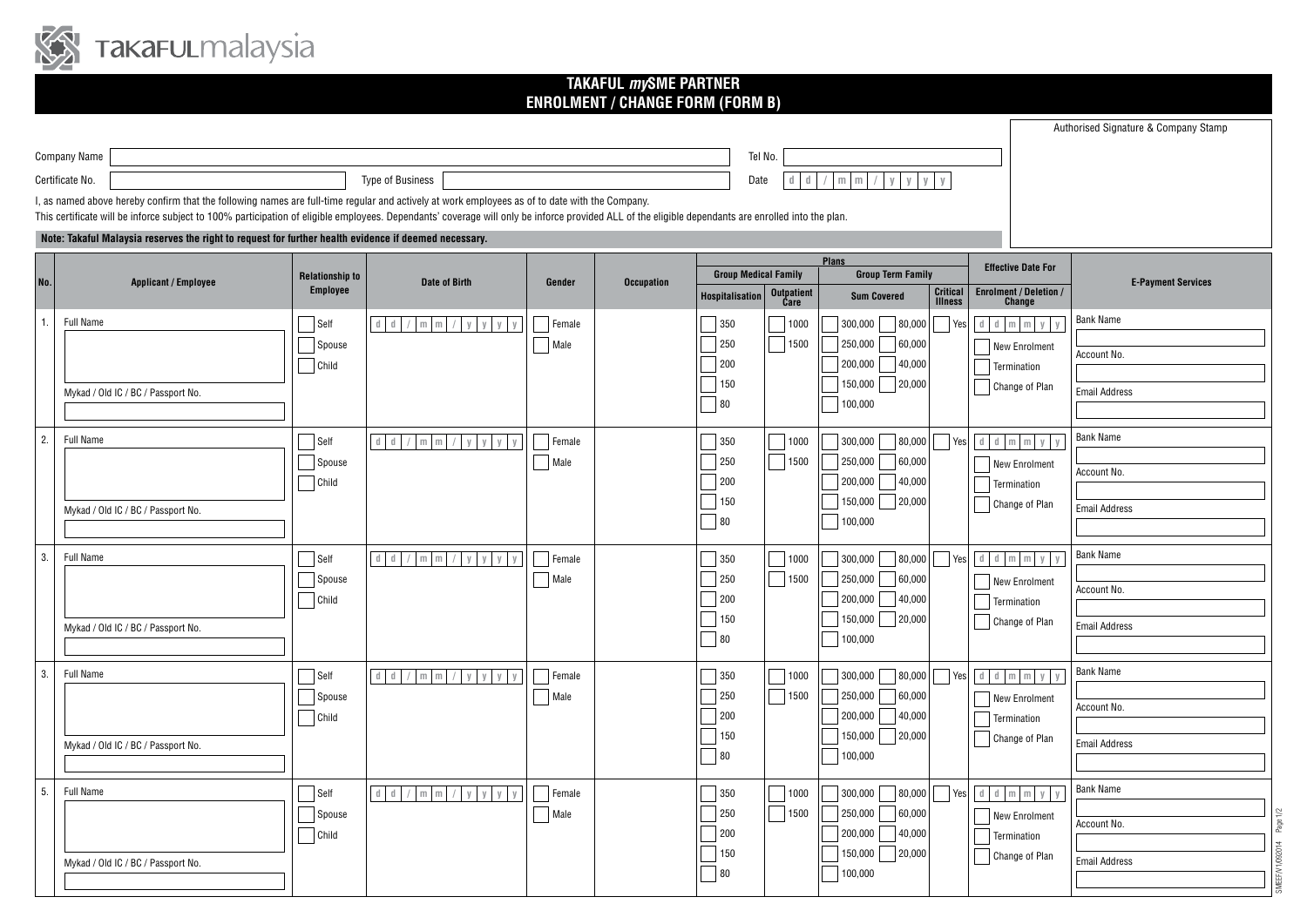TakafulMalaysia

# TAKAFUL *my*SME PARTNER
## ENROLMENT / CHANGE FORM (FORM B)

Authorised Signature & Company Stamp

Company Name

Tel No.

Certificate No.

Type of Business

Date d d / m m / y y y y

I, as named above hereby confirm that the following names are full-time regular and actively at work employees as of to date with the Company.

This certificate will be inforce subject to 100% participation of eligible employees. Dependants' coverage will only be inforce provided ALL of the eligible dependants are enrolled into the plan.

**Note: Takaful Malaysia reserves the right to request for further health evidence if deemed necessary.**

| No. | Applicant / Employee | Relationship to Employee | Date of Birth | Gender | Occupation | Plans | | | | Effective Date For | E-Payment Services |
|---|---|---|---|---|---|---|---|---|---|---|---|
| | | | | | | Group Medical Family | | Group Term Family | | | |
| | | | | | | Hospitalisation | Outpatient Care | Sum Covered | Critical Illness | Enrolment / Deletion / Change | |
| 1. | Full Name<br><br>Mykad / Old IC / BC / Passport No. | Self<br>Spouse<br>Child | d d / m m / y y y y | Female<br>Male | | 350<br>250<br>200<br>150<br>80 | 1000<br>1500 | 300,000 / 80,000<br>250,000 / 60,000<br>200,000 / 40,000<br>150,000 / 20,000<br>100,000 | Yes | d d m m y y<br>New Enrolment<br>Termination<br>Change of Plan | Bank Name<br>Account No.<br>Email Address |
| 2. | Full Name<br><br>Mykad / Old IC / BC / Passport No. | Self<br>Spouse<br>Child | d d / m m / y y y y | Female<br>Male | | 350<br>250<br>200<br>150<br>80 | 1000<br>1500 | 300,000 / 80,000<br>250,000 / 60,000<br>200,000 / 40,000<br>150,000 / 20,000<br>100,000 | Yes | d d m m y y<br>New Enrolment<br>Termination<br>Change of Plan | Bank Name<br>Account No.<br>Email Address |
| 3. | Full Name<br><br>Mykad / Old IC / BC / Passport No. | Self<br>Spouse<br>Child | d d / m m / y y y y | Female<br>Male | | 350<br>250<br>200<br>150<br>80 | 1000<br>1500 | 300,000 / 80,000<br>250,000 / 60,000<br>200,000 / 40,000<br>150,000 / 20,000<br>100,000 | Yes | d d m m y y<br>New Enrolment<br>Termination<br>Change of Plan | Bank Name<br>Account No.<br>Email Address |
| 3. | Full Name<br><br>Mykad / Old IC / BC / Passport No. | Self<br>Spouse<br>Child | d d / m m / y y y y | Female<br>Male | | 350<br>250<br>200<br>150<br>80 | 1000<br>1500 | 300,000 / 80,000<br>250,000 / 60,000<br>200,000 / 40,000<br>150,000 / 20,000<br>100,000 | Yes | d d m m y y<br>New Enrolment<br>Termination<br>Change of Plan | Bank Name<br>Account No.<br>Email Address |
| 5. | Full Name<br><br>Mykad / Old IC / BC / Passport No. | Self<br>Spouse<br>Child | d d / m m / y y y y | Female<br>Male | | 350<br>250<br>200<br>150<br>80 | 1000<br>1500 | 300,000 / 80,000<br>250,000 / 60,000<br>200,000 / 40,000<br>150,000 / 20,000<br>100,000 | Yes | d d m m y y<br>New Enrolment<br>Termination<br>Change of Plan | Bank Name<br>Account No.<br>Email Address |

SMEEF/V1/092014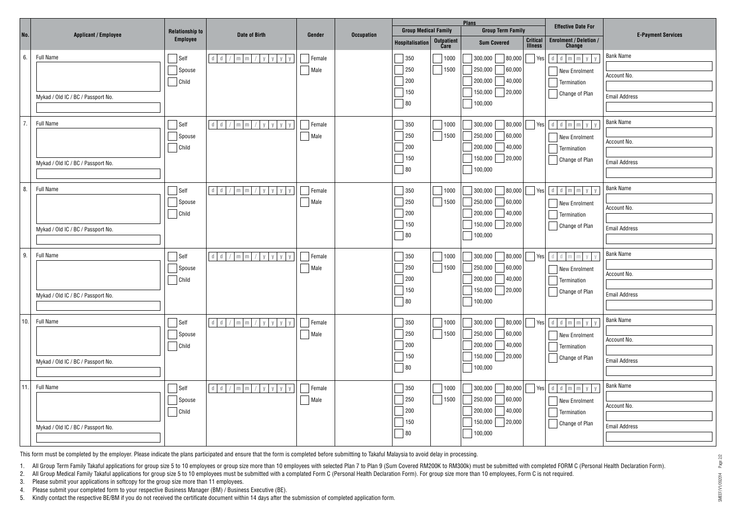| No. | Applicant / Employee | Relationship to Employee | Date of Birth | Gender | Occupation | Plans | | | | Effective Date For | E-Payment Services |
|---|---|---|---|---|---|---|---|---|---|---|---|
| | | | | | | Group Medical Family | | Group Term Family | | | |
| | | | | | | Hospitalisation | Outpatient Care | Sum Covered | Critical Illness | Enrolment / Deletion / Change | |
| 6. | Full Name<br><br>Mykad / Old IC / BC / Passport No. | Self<br>Spouse<br>Child | d d / m m / y y y y | Female<br>Male | | 350<br>250<br>200<br>150<br>80 | 1000<br>1500 | 300,000 80,000<br>250,000 60,000<br>200,000 40,000<br>150,000 20,000<br>100,000 | Yes | d d m m y y<br>New Enrolment<br>Termination<br>Change of Plan | Bank Name<br><br>Account No.<br><br>Email Address |
| 7. | Full Name<br><br>Mykad / Old IC / BC / Passport No. | Self<br>Spouse<br>Child | d d / m m / y y y y | Female<br>Male | | 350<br>250<br>200<br>150<br>80 | 1000<br>1500 | 300,000 80,000<br>250,000 60,000<br>200,000 40,000<br>150,000 20,000<br>100,000 | Yes | d d m m y y<br>New Enrolment<br>Termination<br>Change of Plan | Bank Name<br><br>Account No.<br><br>Email Address |
| 8. | Full Name<br><br>Mykad / Old IC / BC / Passport No. | Self<br>Spouse<br>Child | d d / m m / y y y y | Female<br>Male | | 350<br>250<br>200<br>150<br>80 | 1000<br>1500 | 300,000 80,000<br>250,000 60,000<br>200,000 40,000<br>150,000 20,000<br>100,000 | Yes | d d m m y y<br>New Enrolment<br>Termination<br>Change of Plan | Bank Name<br><br>Account No.<br><br>Email Address |
| 9. | Full Name<br><br>Mykad / Old IC / BC / Passport No. | Self<br>Spouse<br>Child | d d / m m / y y y y | Female<br>Male | | 350<br>250<br>200<br>150<br>80 | 1000<br>1500 | 300,000 80,000<br>250,000 60,000<br>200,000 40,000<br>150,000 20,000<br>100,000 | Yes | d d m m y y<br>New Enrolment<br>Termination<br>Change of Plan | Bank Name<br><br>Account No.<br><br>Email Address |
| 10. | Full Name<br><br>Mykad / Old IC / BC / Passport No. | Self<br>Spouse<br>Child | d d / m m / y y y y | Female<br>Male | | 350<br>250<br>200<br>150<br>80 | 1000<br>1500 | 300,000 80,000<br>250,000 60,000<br>200,000 40,000<br>150,000 20,000<br>100,000 | Yes | d d m m y y<br>New Enrolment<br>Termination<br>Change of Plan | Bank Name<br><br>Account No.<br><br>Email Address |
| 11. | Full Name<br><br>Mykad / Old IC / BC / Passport No. | Self<br>Spouse<br>Child | d d / m m / y y y y | Female<br>Male | | 350<br>250<br>200<br>150<br>80 | 1000<br>1500 | 300,000 80,000<br>250,000 60,000<br>200,000 40,000<br>150,000 20,000<br>100,000 | Yes | d d m m y y<br>New Enrolment<br>Termination<br>Change of Plan | Bank Name<br><br>Account No.<br><br>Email Address |

This form must be completed by the employer. Please indicate the plans participated and ensure that the form is completed before submitting to Takaful Malaysia to avoid delay in processing.

1. All Group Term Family Takaful applications for group size 5 to 10 employees or group size more than 10 employees with selected Plan 7 to Plan 9 (Sum Covered RM200K to RM300k) must be submitted with completed FORM C (Personal Health Declaration Form).
2. All Group Medical Family Takaful applications for group size 5 to 10 employees must be submitted with a complated Form C (Personal Health Declaration Form). For group size more than 10 employees, Form C is not required.
3. Please submit your applications in softcopy for the group size more than 11 employees.
4. Please submit your completed form to your respective Business Manager (BM) / Business Executive (BE).
5. Kindly contact the respective BE/BM if you do not received the certificate document within 14 days after the submission of completed application form.

SMEEF/V1/092014